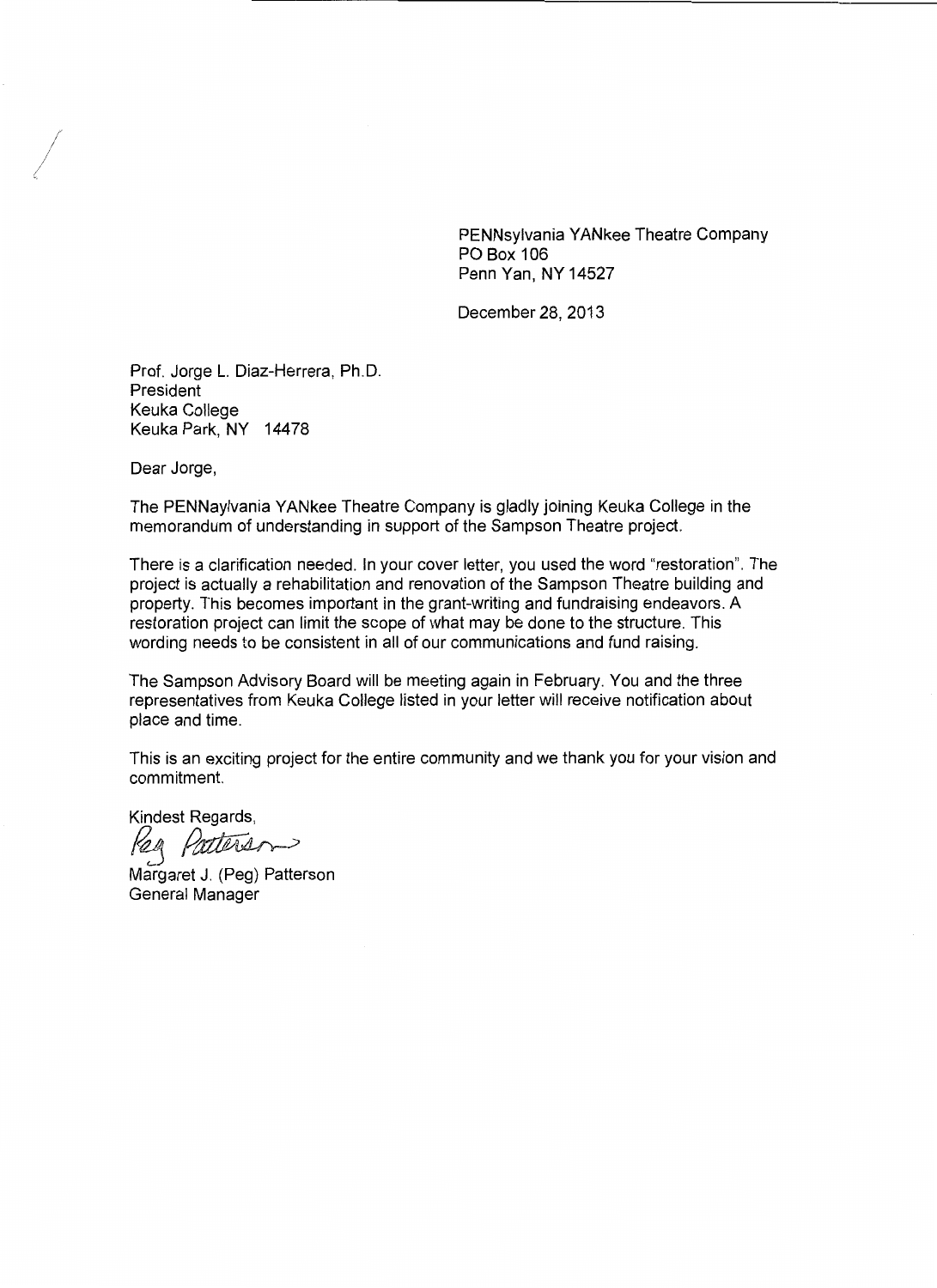PENNsylvania YANkee Theatre Company
PO Box 106
Penn Yan, NY 14527

December 28, 2013

Prof. Jorge L. Diaz-Herrera, Ph.D.
President
Keuka College
Keuka Park, NY 14478

Dear Jorge,

The PENNaylvania YANkee Theatre Company is gladly joining Keuka College in the memorandum of understanding in support of the Sampson Theatre project.

There is a clarification needed. In your cover letter, you used the word "restoration". The project is actually a rehabilitation and renovation of the Sampson Theatre building and property. This becomes important in the grant-writing and fundraising endeavors. A restoration project can limit the scope of what may be done to the structure. This wording needs to be consistent in all of our communications and fund raising.

The Sampson Advisory Board will be meeting again in February. You and the three representatives from Keuka College listed in your letter will receive notification about place and time.

This is an exciting project for the entire community and we thank you for your vision and commitment.

Kindest Regards,

Peg Patterson

Margaret J. (Peg) Patterson
General Manager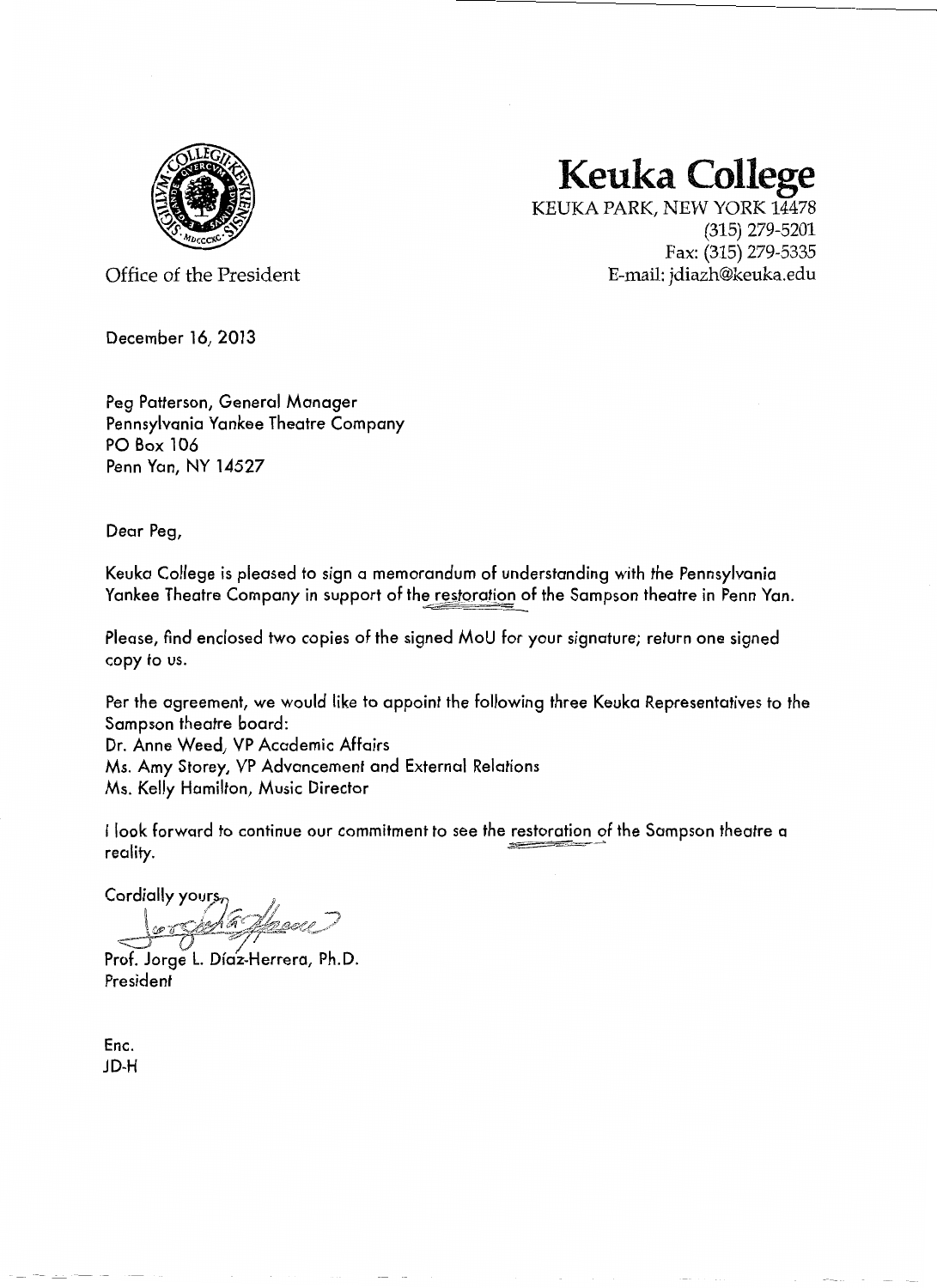# Keuka College

KEUKA PARK, NEW YORK 14478
(315) 279-5201
Fax: (315) 279-5335
E-mail: jdiazh@keuka.edu

Office of the President

December 16, 2013

Peg Patterson, General Manager
Pennsylvania Yankee Theatre Company
PO Box 106
Penn Yan, NY 14527

Dear Peg,

Keuka College is pleased to sign a memorandum of understanding with the Pennsylvania Yankee Theatre Company in support of the restoration of the Sampson theatre in Penn Yan.

Please, find enclosed two copies of the signed MoU for your signature; return one signed copy to us.

Per the agreement, we would like to appoint the following three Keuka Representatives to the Sampson theatre board:
Dr. Anne Weed, VP Academic Affairs
Ms. Amy Storey, VP Advancement and External Relations
Ms. Kelly Hamilton, Music Director

I look forward to continue our commitment to see the restoration of the Sampson theatre a reality.

Cordially yours,

Prof. Jorge L. Díaz-Herrera, Ph.D.
President

Enc.
JD-H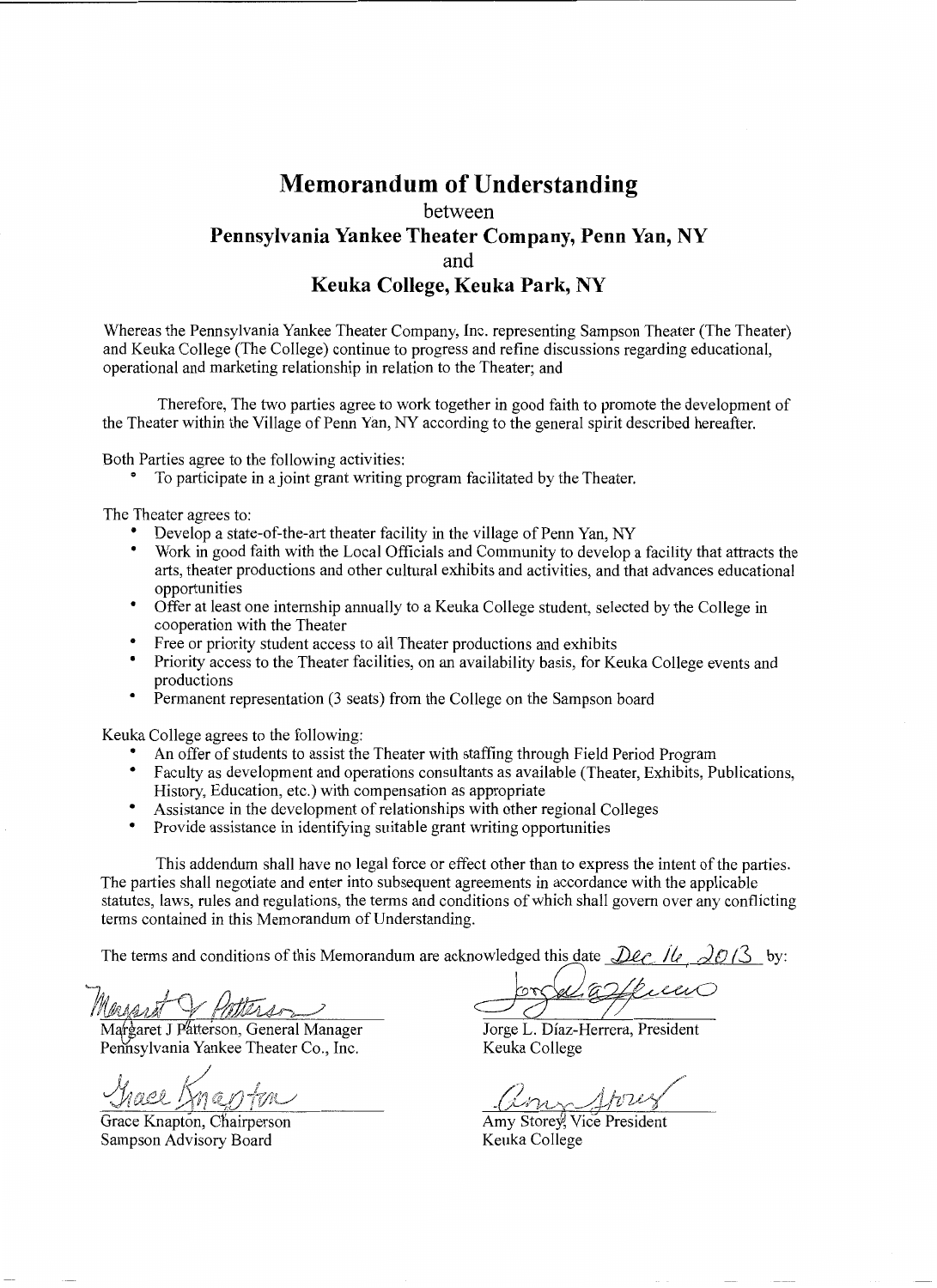# Memorandum of Understanding

between

## Pennsylvania Yankee Theater Company, Penn Yan, NY

and

## Keuka College, Keuka Park, NY

Whereas the Pennsylvania Yankee Theater Company, Inc. representing Sampson Theater (The Theater) and Keuka College (The College) continue to progress and refine discussions regarding educational, operational and marketing relationship in relation to the Theater; and

Therefore, The two parties agree to work together in good faith to promote the development of the Theater within the Village of Penn Yan, NY according to the general spirit described hereafter.

Both Parties agree to the following activities:

- To participate in a joint grant writing program facilitated by the Theater.

The Theater agrees to:

- Develop a state-of-the-art theater facility in the village of Penn Yan, NY
- Work in good faith with the Local Officials and Community to develop a facility that attracts the arts, theater productions and other cultural exhibits and activities, and that advances educational opportunities
- Offer at least one internship annually to a Keuka College student, selected by the College in cooperation with the Theater
- Free or priority student access to all Theater productions and exhibits
- Priority access to the Theater facilities, on an availability basis, for Keuka College events and productions
- Permanent representation (3 seats) from the College on the Sampson board

Keuka College agrees to the following:

- An offer of students to assist the Theater with staffing through Field Period Program
- Faculty as development and operations consultants as available (Theater, Exhibits, Publications, History, Education, etc.) with compensation as appropriate
- Assistance in the development of relationships with other regional Colleges
- Provide assistance in identifying suitable grant writing opportunities

This addendum shall have no legal force or effect other than to express the intent of the parties. The parties shall negotiate and enter into subsequent agreements in accordance with the applicable statutes, laws, rules and regulations, the terms and conditions of which shall govern over any conflicting terms contained in this Memorandum of Understanding.

The terms and conditions of this Memorandum are acknowledged this date *Dec 16, 2013* by:

*Margaret J Patterson*

Margaret J Patterson, General Manager
Pennsylvania Yankee Theater Co., Inc.

*Jorge L. Díaz-Herrera*

Jorge L. Díaz-Herrera, President
Keuka College

*Grace Knapton*

Grace Knapton, Chairperson
Sampson Advisory Board

*Amy Storey*

Amy Storey, Vice President
Keuka College